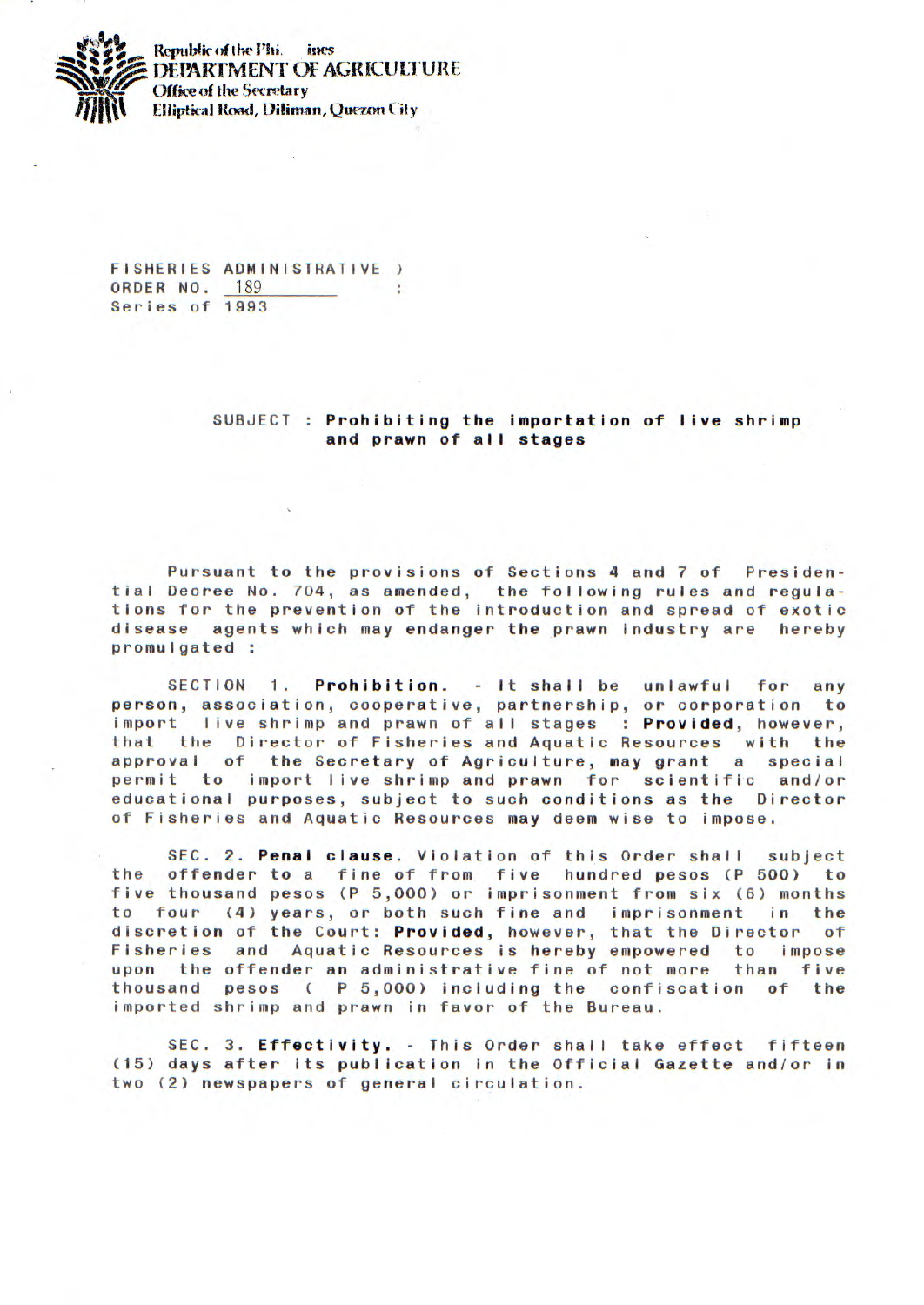Republic of the Phi... ines
DEPARTMENT OF AGRICULTURE
Office of the Secretary
Elliptical Road, Diliman, Quezon City

FISHERIES ADMINISTRATIVE )
ORDER NO. 189 :
Series of 1993

SUBJECT : **Prohibiting the importation of live shrimp and prawn of all stages**

Pursuant to the provisions of Sections 4 and 7 of Presidential Decree No. 704, as amended, the following rules and regulations for the prevention of the introduction and spread of exotic disease agents which may endanger the prawn industry are hereby promulgated :

SECTION 1. **Prohibition.** - It shall be unlawful for any person, association, cooperative, partnership, or corporation to import live shrimp and prawn of all stages : **Provided**, however, that the Director of Fisheries and Aquatic Resources with the approval of the Secretary of Agriculture, may grant a special permit to import live shrimp and prawn for scientific and/or educational purposes, subject to such conditions as the Director of Fisheries and Aquatic Resources may deem wise to impose.

SEC. 2. **Penal clause**. Violation of this Order shall subject the offender to a fine of from five hundred pesos (P 500) to five thousand pesos (P 5,000) or imprisonment from six (6) months to four (4) years, or both such fine and imprisonment in the discretion of the Court: **Provided**, however, that the Director of Fisheries and Aquatic Resources is hereby empowered to impose upon the offender an administrative fine of not more than five thousand pesos ( P 5,000) including the confiscation of the imported shrimp and prawn in favor of the Bureau.

SEC. 3. **Effectivity**. - This Order shall take effect fifteen (15) days after its publication in the Official Gazette and/or in two (2) newspapers of general circulation.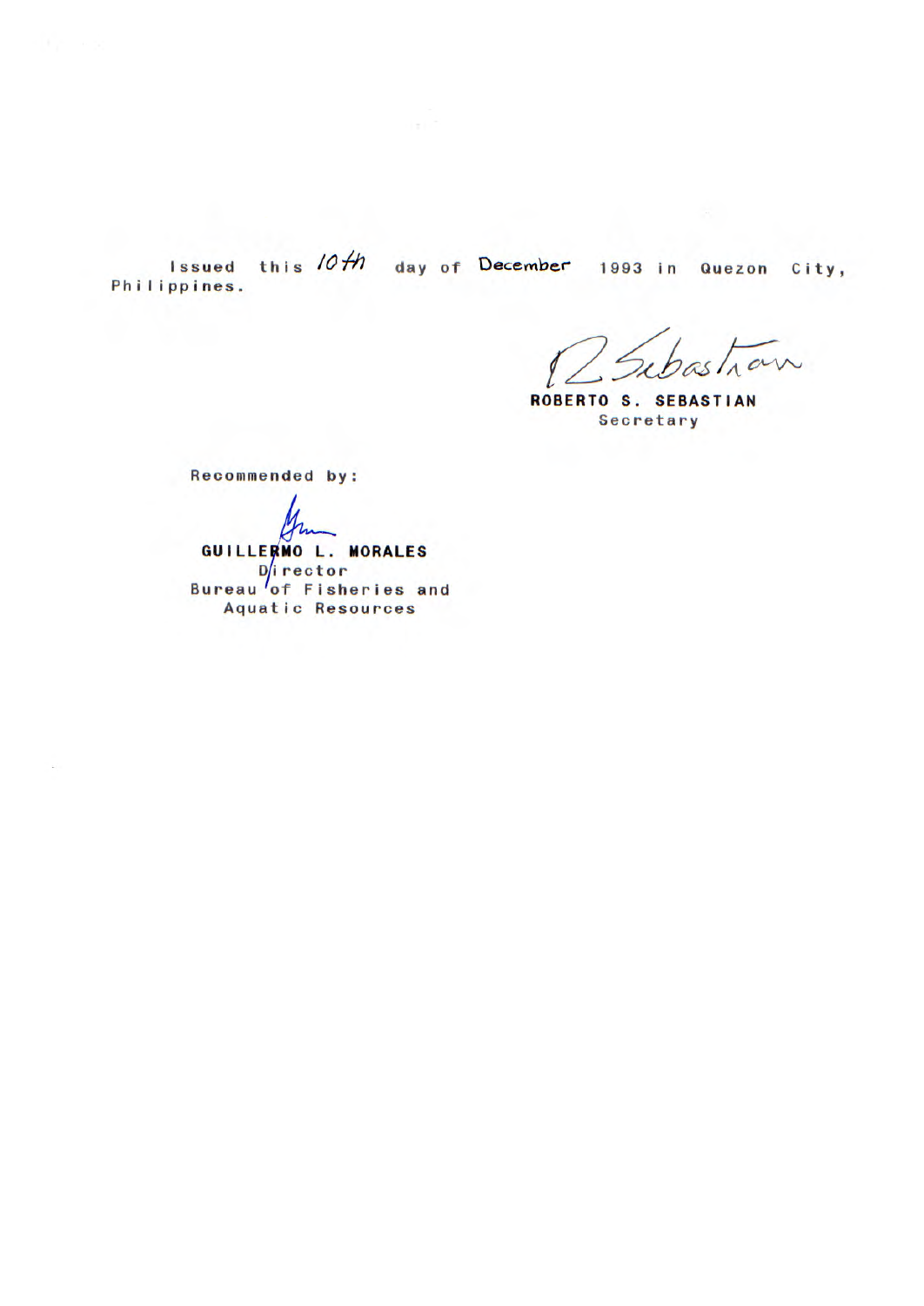Issued this 10th day of December 1993 in Quezon City, Philippines.

**ROBERTO S. SEBASTIAN**
Secretary

Recommended by:

**GUILLERMO L. MORALES**
Director
Bureau of Fisheries and Aquatic Resources